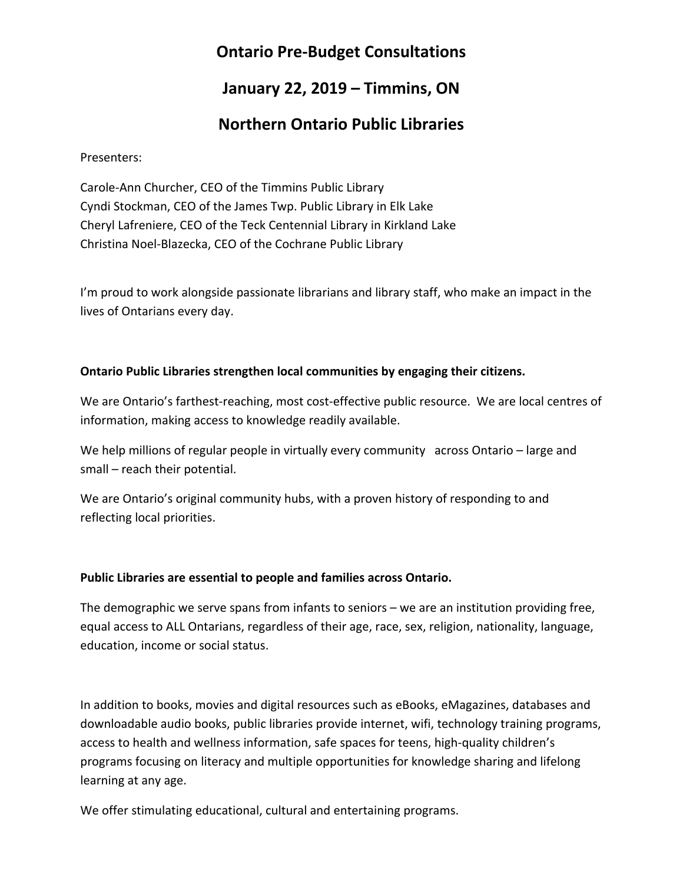# Ontario Pre-Budget Consultations

## January 22, 2019 – Timmins, ON

## Northern Ontario Public Libraries

Presenters:

Carole-Ann Churcher, CEO of the Timmins Public Library
Cyndi Stockman, CEO of the James Twp. Public Library in Elk Lake
Cheryl Lafreniere, CEO of the Teck Centennial Library in Kirkland Lake
Christina Noel-Blazecka, CEO of the Cochrane Public Library

I'm proud to work alongside passionate librarians and library staff, who make an impact in the lives of Ontarians every day.

**Ontario Public Libraries strengthen local communities by engaging their citizens.**

We are Ontario's farthest-reaching, most cost-effective public resource. We are local centres of information, making access to knowledge readily available.

We help millions of regular people in virtually every community across Ontario – large and small – reach their potential.

We are Ontario's original community hubs, with a proven history of responding to and reflecting local priorities.

**Public Libraries are essential to people and families across Ontario.**

The demographic we serve spans from infants to seniors – we are an institution providing free, equal access to ALL Ontarians, regardless of their age, race, sex, religion, nationality, language, education, income or social status.

In addition to books, movies and digital resources such as eBooks, eMagazines, databases and downloadable audio books, public libraries provide internet, wifi, technology training programs, access to health and wellness information, safe spaces for teens, high-quality children's programs focusing on literacy and multiple opportunities for knowledge sharing and lifelong learning at any age.

We offer stimulating educational, cultural and entertaining programs.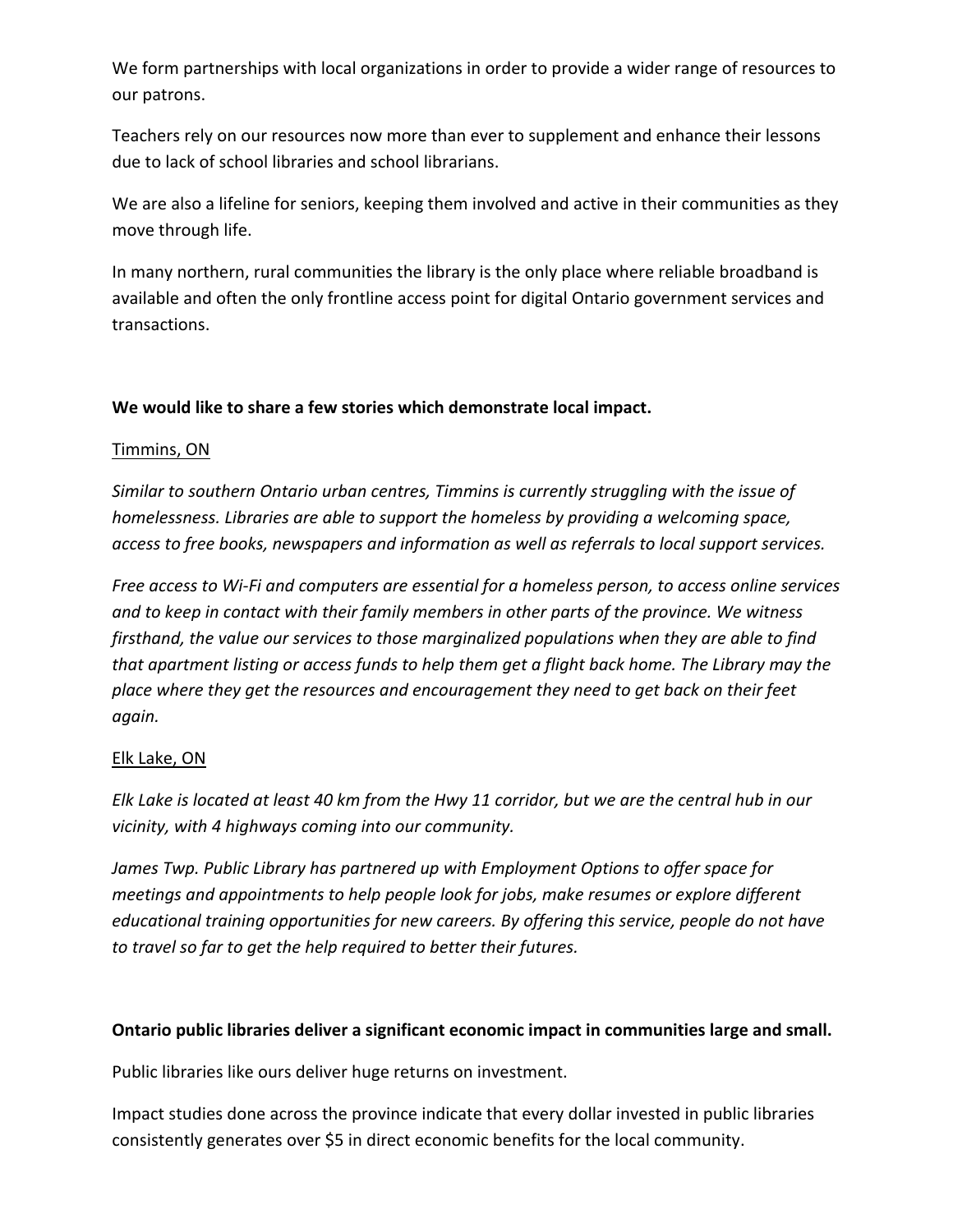We form partnerships with local organizations in order to provide a wider range of resources to our patrons.

Teachers rely on our resources now more than ever to supplement and enhance their lessons due to lack of school libraries and school librarians.

We are also a lifeline for seniors, keeping them involved and active in their communities as they move through life.

In many northern, rural communities the library is the only place where reliable broadband is available and often the only frontline access point for digital Ontario government services and transactions.

**We would like to share a few stories which demonstrate local impact.**

<u>Timmins, ON</u>

*Similar to southern Ontario urban centres, Timmins is currently struggling with the issue of homelessness. Libraries are able to support the homeless by providing a welcoming space, access to free books, newspapers and information as well as referrals to local support services.*

*Free access to Wi-Fi and computers are essential for a homeless person, to access online services and to keep in contact with their family members in other parts of the province. We witness firsthand, the value our services to those marginalized populations when they are able to find that apartment listing or access funds to help them get a flight back home. The Library may the place where they get the resources and encouragement they need to get back on their feet again.*

<u>Elk Lake, ON</u>

*Elk Lake is located at least 40 km from the Hwy 11 corridor, but we are the central hub in our vicinity, with 4 highways coming into our community.*

*James Twp. Public Library has partnered up with Employment Options to offer space for meetings and appointments to help people look for jobs, make resumes or explore different educational training opportunities for new careers. By offering this service, people do not have to travel so far to get the help required to better their futures.*

**Ontario public libraries deliver a significant economic impact in communities large and small.**

Public libraries like ours deliver huge returns on investment.

Impact studies done across the province indicate that every dollar invested in public libraries consistently generates over $5 in direct economic benefits for the local community.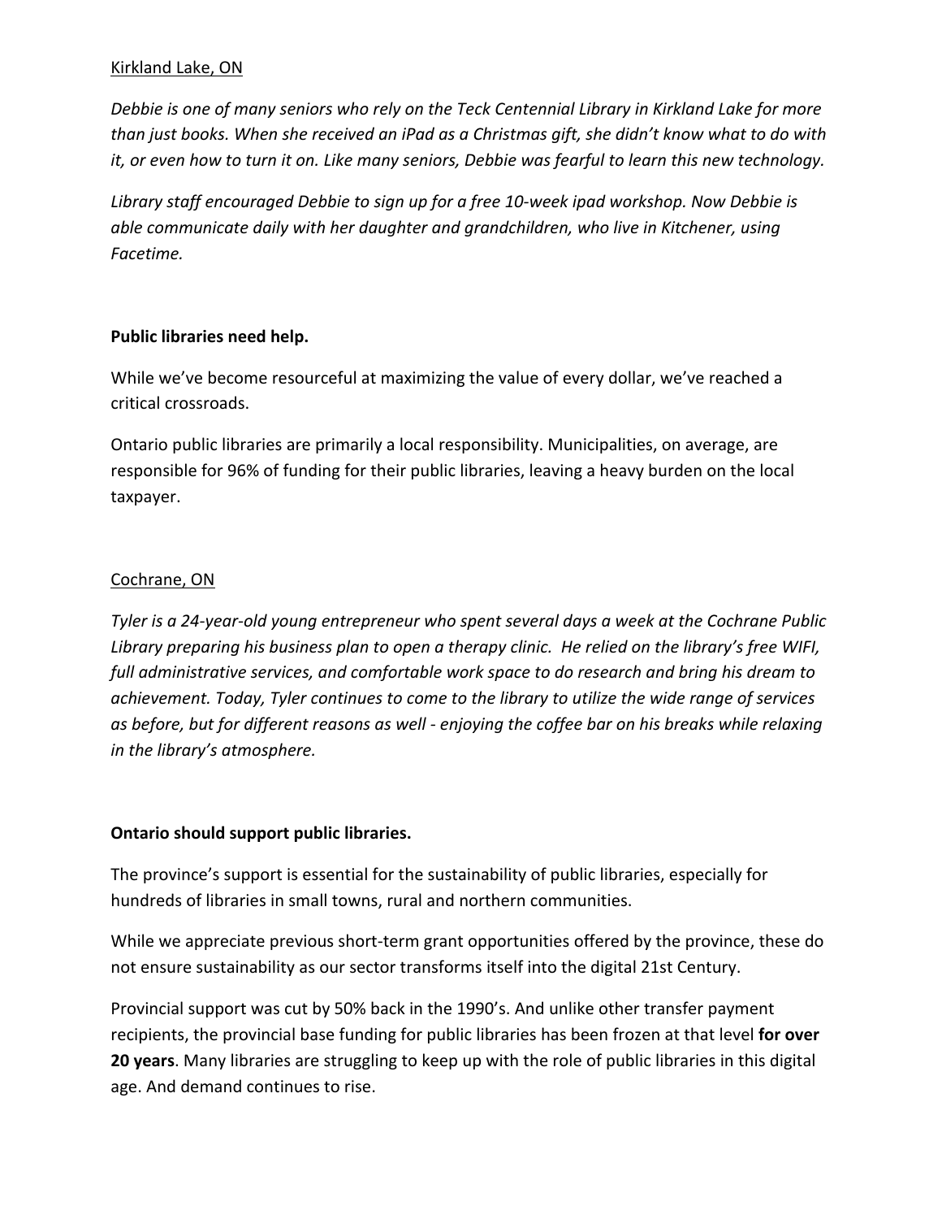<u>Kirkland Lake, ON</u>

*Debbie is one of many seniors who rely on the Teck Centennial Library in Kirkland Lake for more than just books. When she received an iPad as a Christmas gift, she didn't know what to do with it, or even how to turn it on. Like many seniors, Debbie was fearful to learn this new technology.*

*Library staff encouraged Debbie to sign up for a free 10-week ipad workshop. Now Debbie is able communicate daily with her daughter and grandchildren, who live in Kitchener, using Facetime.*

**Public libraries need help.**

While we've become resourceful at maximizing the value of every dollar, we've reached a critical crossroads.

Ontario public libraries are primarily a local responsibility. Municipalities, on average, are responsible for 96% of funding for their public libraries, leaving a heavy burden on the local taxpayer.

<u>Cochrane, ON</u>

*Tyler is a 24-year-old young entrepreneur who spent several days a week at the Cochrane Public Library preparing his business plan to open a therapy clinic. He relied on the library's free WIFI, full administrative services, and comfortable work space to do research and bring his dream to achievement. Today, Tyler continues to come to the library to utilize the wide range of services as before, but for different reasons as well - enjoying the coffee bar on his breaks while relaxing in the library's atmosphere.*

**Ontario should support public libraries.**

The province's support is essential for the sustainability of public libraries, especially for hundreds of libraries in small towns, rural and northern communities.

While we appreciate previous short-term grant opportunities offered by the province, these do not ensure sustainability as our sector transforms itself into the digital 21st Century.

Provincial support was cut by 50% back in the 1990's. And unlike other transfer payment recipients, the provincial base funding for public libraries has been frozen at that level **for over 20 years**. Many libraries are struggling to keep up with the role of public libraries in this digital age. And demand continues to rise.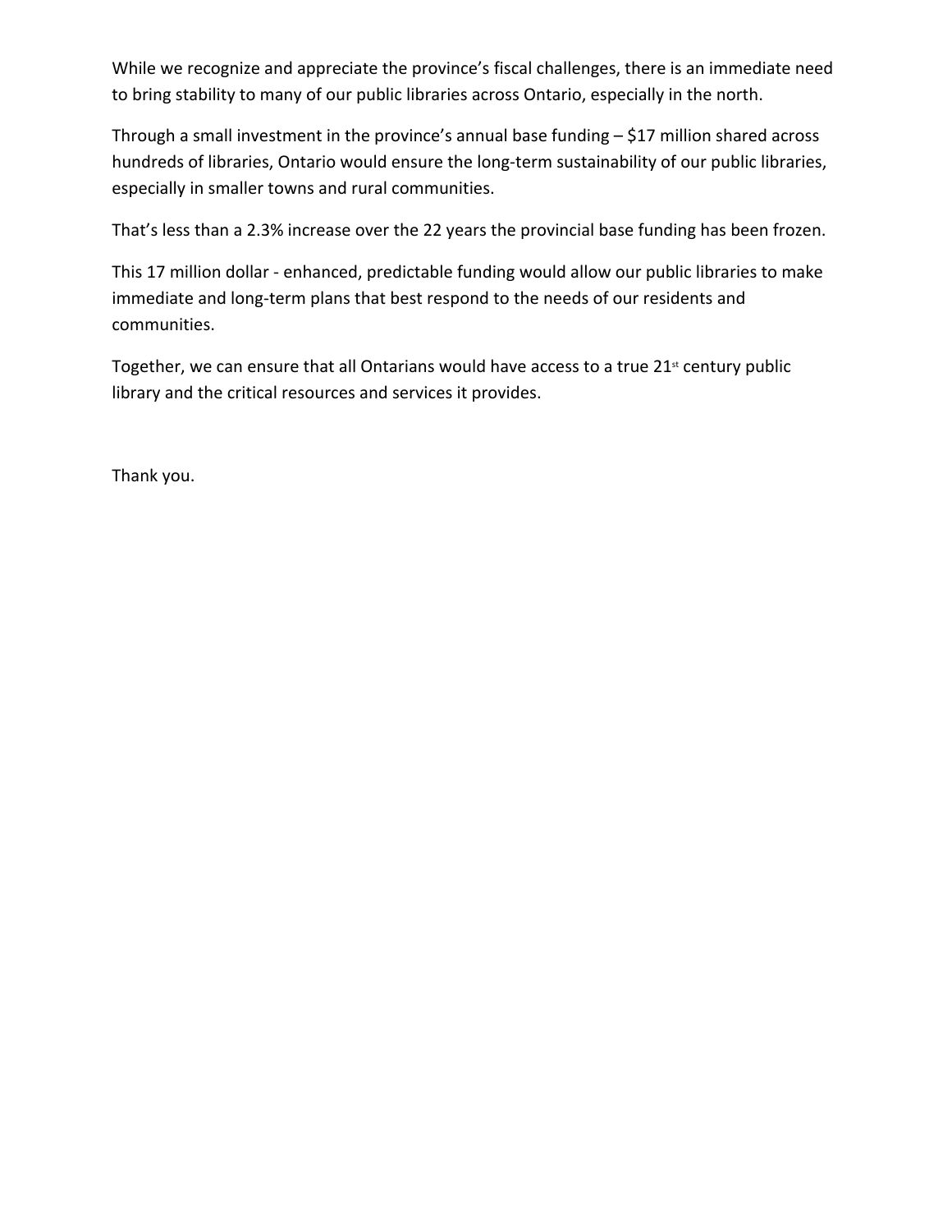While we recognize and appreciate the province's fiscal challenges, there is an immediate need to bring stability to many of our public libraries across Ontario, especially in the north.

Through a small investment in the province's annual base funding – $17 million shared across hundreds of libraries, Ontario would ensure the long-term sustainability of our public libraries, especially in smaller towns and rural communities.

That's less than a 2.3% increase over the 22 years the provincial base funding has been frozen.

This 17 million dollar - enhanced, predictable funding would allow our public libraries to make immediate and long-term plans that best respond to the needs of our residents and communities.

Together, we can ensure that all Ontarians would have access to a true 21st century public library and the critical resources and services it provides.

Thank you.